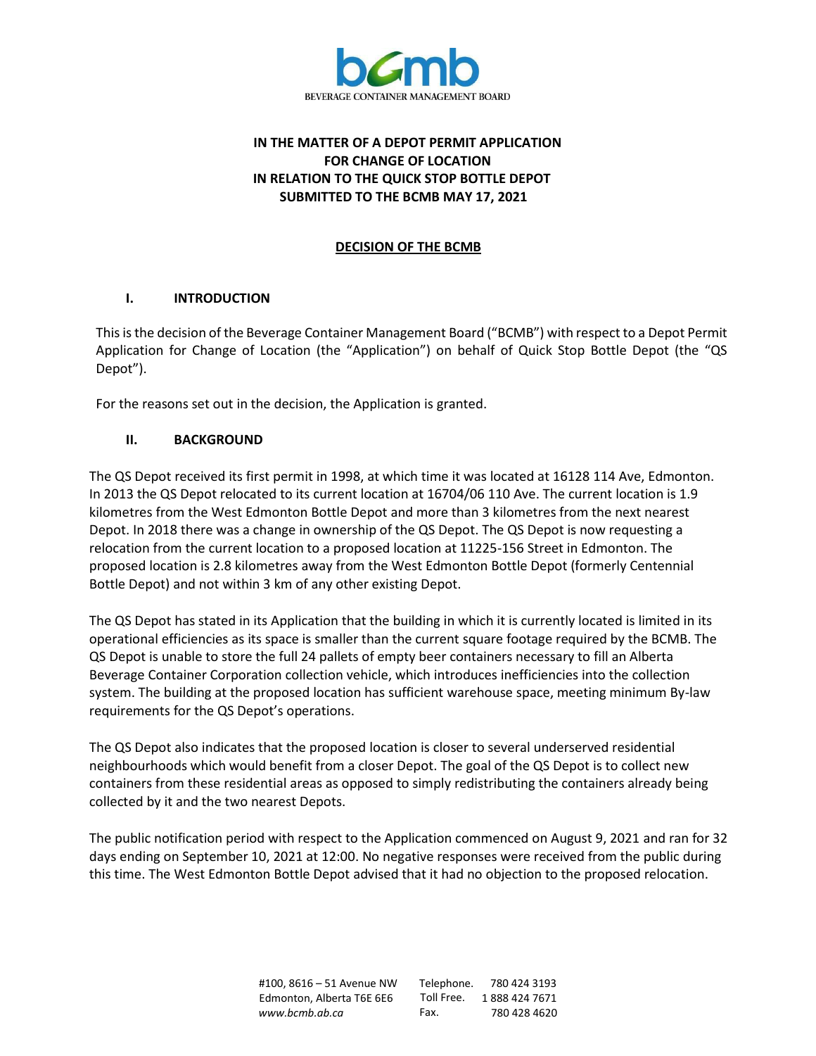# IN THE MATTER OF A DEPOT PERMIT APPLICATION FOR CHANGE OF LOCATION IN RELATION TO THE QUICK STOP BOTTLE DEPOT SUBMITTED TO THE BCMB MAY 17, 2021

## DECISION OF THE BCMB

### I. INTRODUCTION

This is the decision of the Beverage Container Management Board ("BCMB") with respect to a Depot Permit Application for Change of Location (the "Application") on behalf of Quick Stop Bottle Depot (the "QS Depot").

For the reasons set out in the decision, the Application is granted.

### II. BACKGROUND

The QS Depot received its first permit in 1998, at which time it was located at 16128 114 Ave, Edmonton. In 2013 the QS Depot relocated to its current location at 16704/06 110 Ave. The current location is 1.9 kilometres from the West Edmonton Bottle Depot and more than 3 kilometres from the next nearest Depot. In 2018 there was a change in ownership of the QS Depot. The QS Depot is now requesting a relocation from the current location to a proposed location at 11225-156 Street in Edmonton. The proposed location is 2.8 kilometres away from the West Edmonton Bottle Depot (formerly Centennial Bottle Depot) and not within 3 km of any other existing Depot.

The QS Depot has stated in its Application that the building in which it is currently located is limited in its operational efficiencies as its space is smaller than the current square footage required by the BCMB. The QS Depot is unable to store the full 24 pallets of empty beer containers necessary to fill an Alberta Beverage Container Corporation collection vehicle, which introduces inefficiencies into the collection system. The building at the proposed location has sufficient warehouse space, meeting minimum By-law requirements for the QS Depot's operations.

The QS Depot also indicates that the proposed location is closer to several underserved residential neighbourhoods which would benefit from a closer Depot. The goal of the QS Depot is to collect new containers from these residential areas as opposed to simply redistributing the containers already being collected by it and the two nearest Depots.

The public notification period with respect to the Application commenced on August 9, 2021 and ran for 32 days ending on September 10, 2021 at 12:00. No negative responses were received from the public during this time. The West Edmonton Bottle Depot advised that it had no objection to the proposed relocation.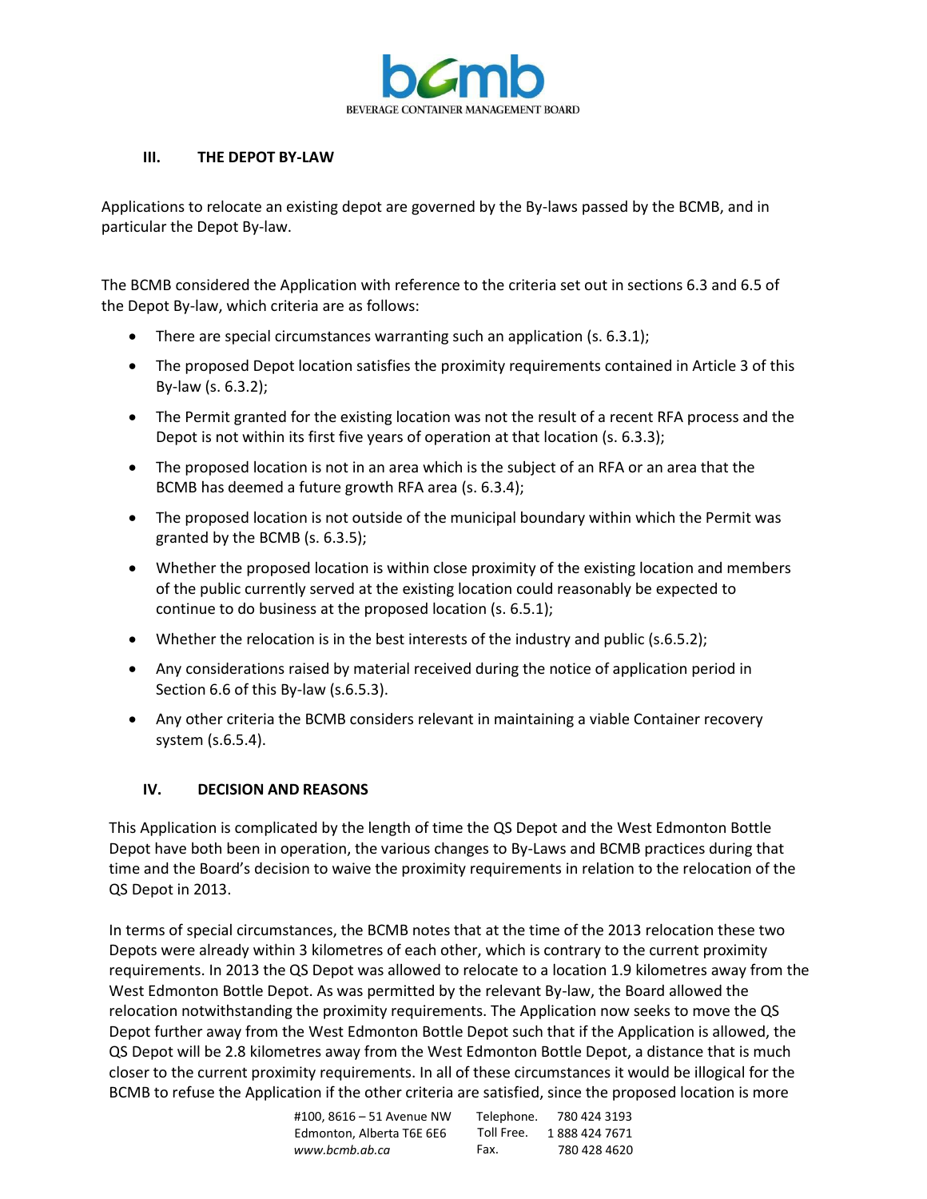### III. THE DEPOT BY-LAW

Applications to relocate an existing depot are governed by the By-laws passed by the BCMB, and in particular the Depot By-law.

The BCMB considered the Application with reference to the criteria set out in sections 6.3 and 6.5 of the Depot By-law, which criteria are as follows:

- There are special circumstances warranting such an application (s. 6.3.1);
- The proposed Depot location satisfies the proximity requirements contained in Article 3 of this By-law (s. 6.3.2);
- The Permit granted for the existing location was not the result of a recent RFA process and the Depot is not within its first five years of operation at that location (s. 6.3.3);
- The proposed location is not in an area which is the subject of an RFA or an area that the BCMB has deemed a future growth RFA area (s. 6.3.4);
- The proposed location is not outside of the municipal boundary within which the Permit was granted by the BCMB (s. 6.3.5);
- Whether the proposed location is within close proximity of the existing location and members of the public currently served at the existing location could reasonably be expected to continue to do business at the proposed location (s. 6.5.1);
- Whether the relocation is in the best interests of the industry and public (s.6.5.2);
- Any considerations raised by material received during the notice of application period in Section 6.6 of this By-law (s.6.5.3).
- Any other criteria the BCMB considers relevant in maintaining a viable Container recovery system (s.6.5.4).

### IV. DECISION AND REASONS

This Application is complicated by the length of time the QS Depot and the West Edmonton Bottle Depot have both been in operation, the various changes to By-Laws and BCMB practices during that time and the Board's decision to waive the proximity requirements in relation to the relocation of the QS Depot in 2013.

In terms of special circumstances, the BCMB notes that at the time of the 2013 relocation these two Depots were already within 3 kilometres of each other, which is contrary to the current proximity requirements. In 2013 the QS Depot was allowed to relocate to a location 1.9 kilometres away from the West Edmonton Bottle Depot. As was permitted by the relevant By-law, the Board allowed the relocation notwithstanding the proximity requirements. The Application now seeks to move the QS Depot further away from the West Edmonton Bottle Depot such that if the Application is allowed, the QS Depot will be 2.8 kilometres away from the West Edmonton Bottle Depot, a distance that is much closer to the current proximity requirements. In all of these circumstances it would be illogical for the BCMB to refuse the Application if the other criteria are satisfied, since the proposed location is more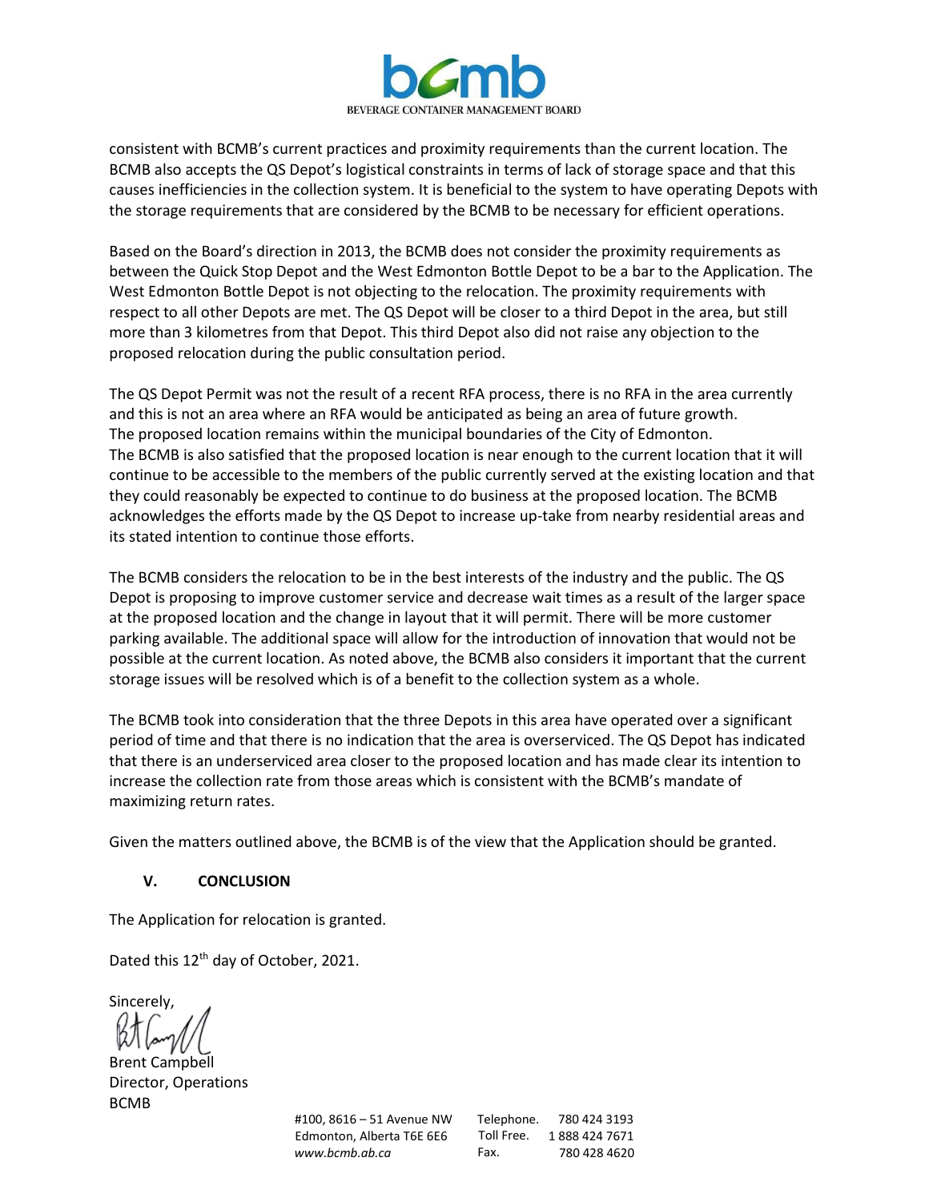consistent with BCMB's current practices and proximity requirements than the current location. The BCMB also accepts the QS Depot's logistical constraints in terms of lack of storage space and that this causes inefficiencies in the collection system. It is beneficial to the system to have operating Depots with the storage requirements that are considered by the BCMB to be necessary for efficient operations.

Based on the Board's direction in 2013, the BCMB does not consider the proximity requirements as between the Quick Stop Depot and the West Edmonton Bottle Depot to be a bar to the Application. The West Edmonton Bottle Depot is not objecting to the relocation. The proximity requirements with respect to all other Depots are met. The QS Depot will be closer to a third Depot in the area, but still more than 3 kilometres from that Depot. This third Depot also did not raise any objection to the proposed relocation during the public consultation period.

The QS Depot Permit was not the result of a recent RFA process, there is no RFA in the area currently and this is not an area where an RFA would be anticipated as being an area of future growth. The proposed location remains within the municipal boundaries of the City of Edmonton. The BCMB is also satisfied that the proposed location is near enough to the current location that it will continue to be accessible to the members of the public currently served at the existing location and that they could reasonably be expected to continue to do business at the proposed location. The BCMB acknowledges the efforts made by the QS Depot to increase up-take from nearby residential areas and its stated intention to continue those efforts.

The BCMB considers the relocation to be in the best interests of the industry and the public. The QS Depot is proposing to improve customer service and decrease wait times as a result of the larger space at the proposed location and the change in layout that it will permit. There will be more customer parking available. The additional space will allow for the introduction of innovation that would not be possible at the current location. As noted above, the BCMB also considers it important that the current storage issues will be resolved which is of a benefit to the collection system as a whole.

The BCMB took into consideration that the three Depots in this area have operated over a significant period of time and that there is no indication that the area is overserviced. The QS Depot has indicated that there is an underserviced area closer to the proposed location and has made clear its intention to increase the collection rate from those areas which is consistent with the BCMB's mandate of maximizing return rates.

Given the matters outlined above, the BCMB is of the view that the Application should be granted.

## V. CONCLUSION

The Application for relocation is granted.

Dated this 12th day of October, 2021.

Sincerely,

Brent Campbell
Director, Operations
BCMB